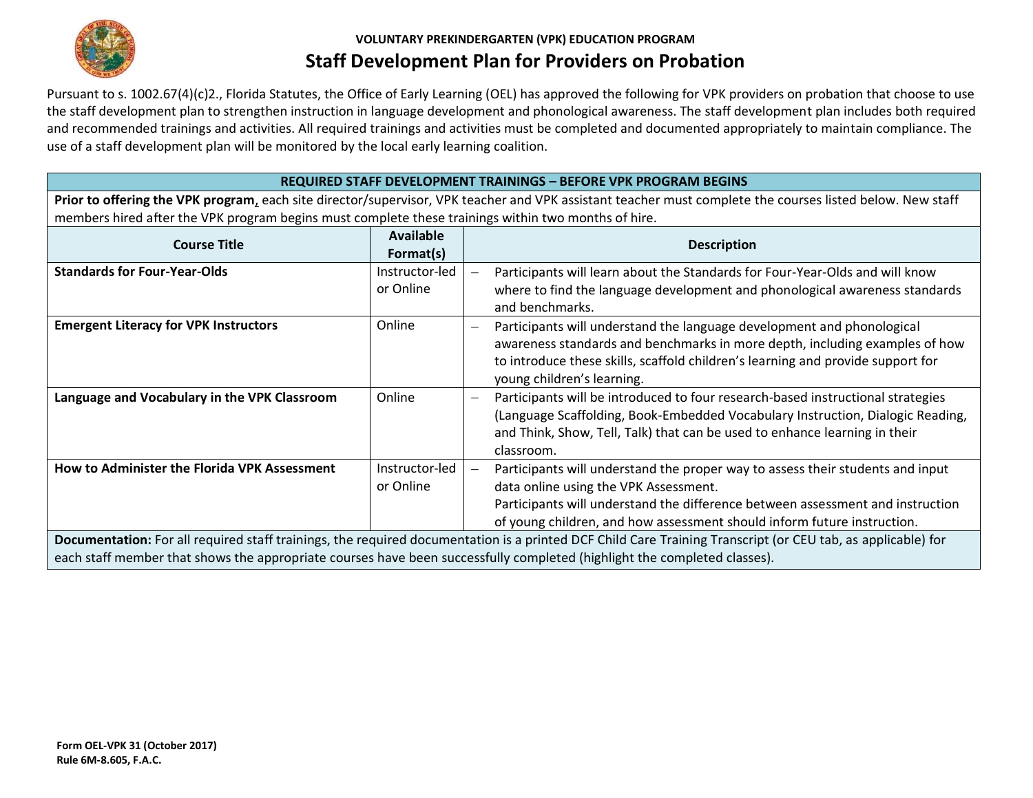VOLUNTARY PREKINDERGARTEN (VPK) EDUCATION PROGRAM

# Staff Development Plan for Providers on Probation

Pursuant to s. 1002.67(4)(c)2., Florida Statutes, the Office of Early Learning (OEL) has approved the following for VPK providers on probation that choose to use the staff development plan to strengthen instruction in language development and phonological awareness. The staff development plan includes both required and recommended trainings and activities. All required trainings and activities must be completed and documented appropriately to maintain compliance. The use of a staff development plan will be monitored by the local early learning coalition.

| REQUIRED STAFF DEVELOPMENT TRAININGS – BEFORE VPK PROGRAM BEGINS | | |
|---|---|---|
| **Prior to offering the VPK program**, each site director/supervisor, VPK teacher and VPK assistant teacher must complete the courses listed below. New staff members hired after the VPK program begins must complete these trainings within two months of hire. | | |
| **Course Title** | **Available Format(s)** | **Description** |
| **Standards for Four-Year-Olds** | Instructor-led or Online | – Participants will learn about the Standards for Four-Year-Olds and will know where to find the language development and phonological awareness standards and benchmarks. |
| **Emergent Literacy for VPK Instructors** | Online | – Participants will understand the language development and phonological awareness standards and benchmarks in more depth, including examples of how to introduce these skills, scaffold children's learning and provide support for young children's learning. |
| **Language and Vocabulary in the VPK Classroom** | Online | – Participants will be introduced to four research-based instructional strategies (Language Scaffolding, Book-Embedded Vocabulary Instruction, Dialogic Reading, and Think, Show, Tell, Talk) that can be used to enhance learning in their classroom. |
| **How to Administer the Florida VPK Assessment** | Instructor-led or Online | – Participants will understand the proper way to assess their students and input data online using the VPK Assessment. Participants will understand the difference between assessment and instruction of young children, and how assessment should inform future instruction. |
| **Documentation:** For all required staff trainings, the required documentation is a printed DCF Child Care Training Transcript (or CEU tab, as applicable) for each staff member that shows the appropriate courses have been successfully completed (highlight the completed classes). | | |

**Form OEL-VPK 31 (October 2017)**
**Rule 6M-8.605, F.A.C.**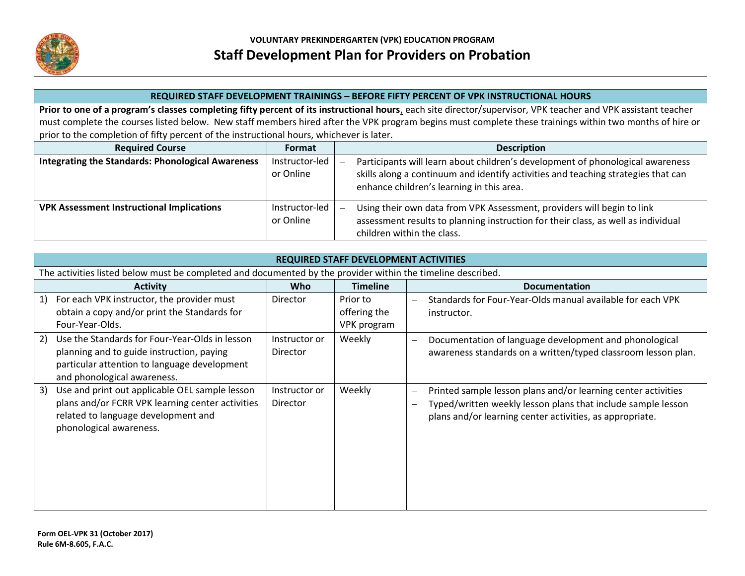**VOLUNTARY PREKINDERGARTEN (VPK) EDUCATION PROGRAM**

# Staff Development Plan for Providers on Probation

| REQUIRED STAFF DEVELOPMENT TRAININGS – BEFORE FIFTY PERCENT OF VPK INSTRUCTIONAL HOURS | | |
|---|---|---|
| **Prior to one of a program's classes completing fifty percent of its instructional hours**, each site director/supervisor, VPK teacher and VPK assistant teacher must complete the courses listed below. New staff members hired after the VPK program begins must complete these trainings within two months of hire or prior to the completion of fifty percent of the instructional hours, whichever is later. | | |
| **Required Course** | **Format** | **Description** |
| **Integrating the Standards: Phonological Awareness** | Instructor-led or Online | – Participants will learn about children's development of phonological awareness skills along a continuum and identify activities and teaching strategies that can enhance children's learning in this area. |
| **VPK Assessment Instructional Implications** | Instructor-led or Online | – Using their own data from VPK Assessment, providers will begin to link assessment results to planning instruction for their class, as well as individual children within the class. |

| REQUIRED STAFF DEVELOPMENT ACTIVITIES | | | |
|---|---|---|---|
| The activities listed below must be completed and documented by the provider within the timeline described. | | | |
| **Activity** | **Who** | **Timeline** | **Documentation** |
| 1) For each VPK instructor, the provider must obtain a copy and/or print the Standards for Four-Year-Olds. | Director | Prior to offering the VPK program | – Standards for Four-Year-Olds manual available for each VPK instructor. |
| 2) Use the Standards for Four-Year-Olds in lesson planning and to guide instruction, paying particular attention to language development and phonological awareness. | Instructor or Director | Weekly | – Documentation of language development and phonological awareness standards on a written/typed classroom lesson plan. |
| 3) Use and print out applicable OEL sample lesson plans and/or FCRR VPK learning center activities related to language development and phonological awareness. | Instructor or Director | Weekly | – Printed sample lesson plans and/or learning center activities<br>– Typed/written weekly lesson plans that include sample lesson plans and/or learning center activities, as appropriate. |

**Form OEL-VPK 31 (October 2017)**
**Rule 6M-8.605, F.A.C.**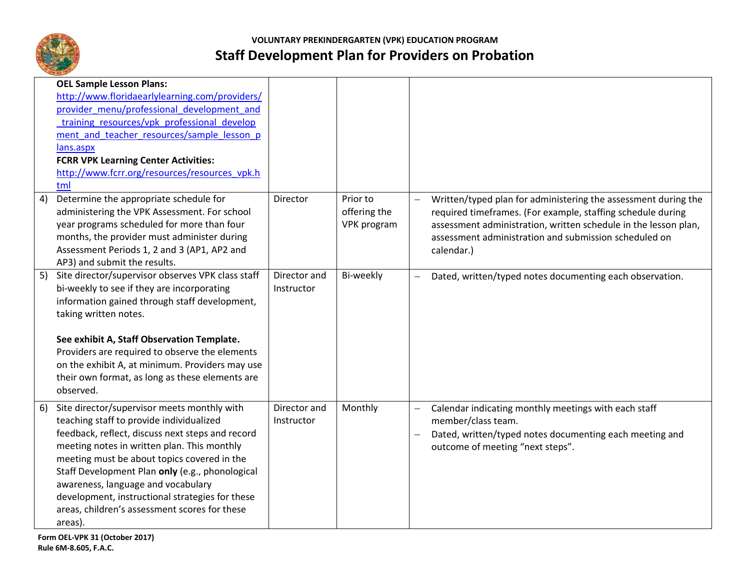| | | | |
|---|---|---|---|
| **OEL Sample Lesson Plans:** http://www.floridaearlylearning.com/providers/provider_menu/professional_development_and_training_resources/vpk_professional_development_and_teacher_resources/sample_lesson_plans.aspx **FCRR VPK Learning Center Activities:** http://www.fcrr.org/resources/resources_vpk.html | | | |
| 4) Determine the appropriate schedule for administering the VPK Assessment. For school year programs scheduled for more than four months, the provider must administer during Assessment Periods 1, 2 and 3 (AP1, AP2 and AP3) and submit the results. | Director | Prior to offering the VPK program | – Written/typed plan for administering the assessment during the required timeframes. (For example, staffing schedule during assessment administration, written schedule in the lesson plan, assessment administration and submission scheduled on calendar.) |
| 5) Site director/supervisor observes VPK class staff bi-weekly to see if they are incorporating information gained through staff development, taking written notes.<br><br>**See exhibit A, Staff Observation Template.** Providers are required to observe the elements on the exhibit A, at minimum. Providers may use their own format, as long as these elements are observed. | Director and Instructor | Bi-weekly | – Dated, written/typed notes documenting each observation. |
| 6) Site director/supervisor meets monthly with teaching staff to provide individualized feedback, reflect, discuss next steps and record meeting notes in written plan. This monthly meeting must be about topics covered in the Staff Development Plan **only** (e.g., phonological awareness, language and vocabulary development, instructional strategies for these areas, children's assessment scores for these areas). | Director and Instructor | Monthly | – Calendar indicating monthly meetings with each staff member/class team.<br>– Dated, written/typed notes documenting each meeting and outcome of meeting "next steps". |

Form OEL-VPK 31 (October 2017)
Rule 6M-8.605, F.A.C.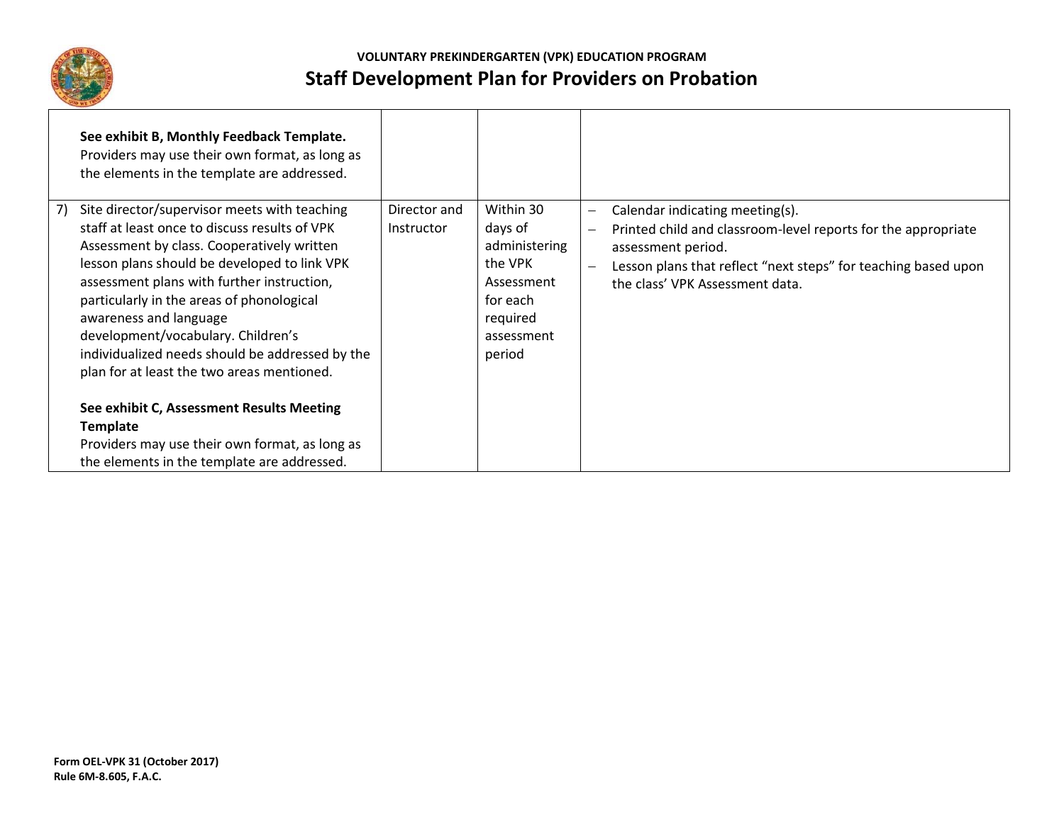| | | | |
|---|---|---|---|
| **See exhibit B, Monthly Feedback Template.** Providers may use their own format, as long as the elements in the template are addressed. | | | |
| 7) Site director/supervisor meets with teaching staff at least once to discuss results of VPK Assessment by class. Cooperatively written lesson plans should be developed to link VPK assessment plans with further instruction, particularly in the areas of phonological awareness and language development/vocabulary. Children's individualized needs should be addressed by the plan for at least the two areas mentioned.<br><br>**See exhibit C, Assessment Results Meeting Template**<br>Providers may use their own format, as long as the elements in the template are addressed. | Director and Instructor | Within 30 days of administering the VPK Assessment for each required assessment period | – Calendar indicating meeting(s).<br>– Printed child and classroom-level reports for the appropriate assessment period.<br>– Lesson plans that reflect "next steps" for teaching based upon the class' VPK Assessment data. |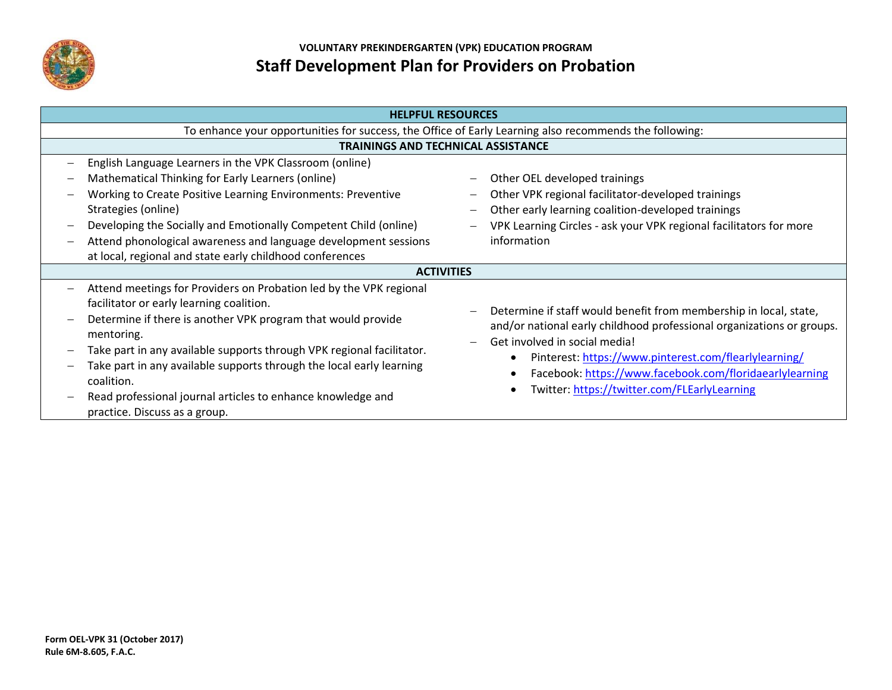VOLUNTARY PREKINDERGARTEN (VPK) EDUCATION PROGRAM

# Staff Development Plan for Providers on Probation

## HELPFUL RESOURCES

To enhance your opportunities for success, the Office of Early Learning also recommends the following:

### TRAININGS AND TECHNICAL ASSISTANCE

- English Language Learners in the VPK Classroom (online)
- Mathematical Thinking for Early Learners (online)
- Working to Create Positive Learning Environments: Preventive Strategies (online)
- Developing the Socially and Emotionally Competent Child (online)
- Attend phonological awareness and language development sessions at local, regional and state early childhood conferences
- Other OEL developed trainings
- Other VPK regional facilitator-developed trainings
- Other early learning coalition-developed trainings
- VPK Learning Circles - ask your VPK regional facilitators for more information

### ACTIVITIES

- Attend meetings for Providers on Probation led by the VPK regional facilitator or early learning coalition.
- Determine if there is another VPK program that would provide mentoring.
- Take part in any available supports through VPK regional facilitator.
- Take part in any available supports through the local early learning coalition.
- Read professional journal articles to enhance knowledge and practice. Discuss as a group.
- Determine if staff would benefit from membership in local, state, and/or national early childhood professional organizations or groups.
- Get involved in social media!
  - Pinterest: https://www.pinterest.com/flearlylearning/
  - Facebook: https://www.facebook.com/floridaearlylearning
  - Twitter: https://twitter.com/FLEarlyLearning

**Form OEL-VPK 31 (October 2017)**
**Rule 6M-8.605, F.A.C.**